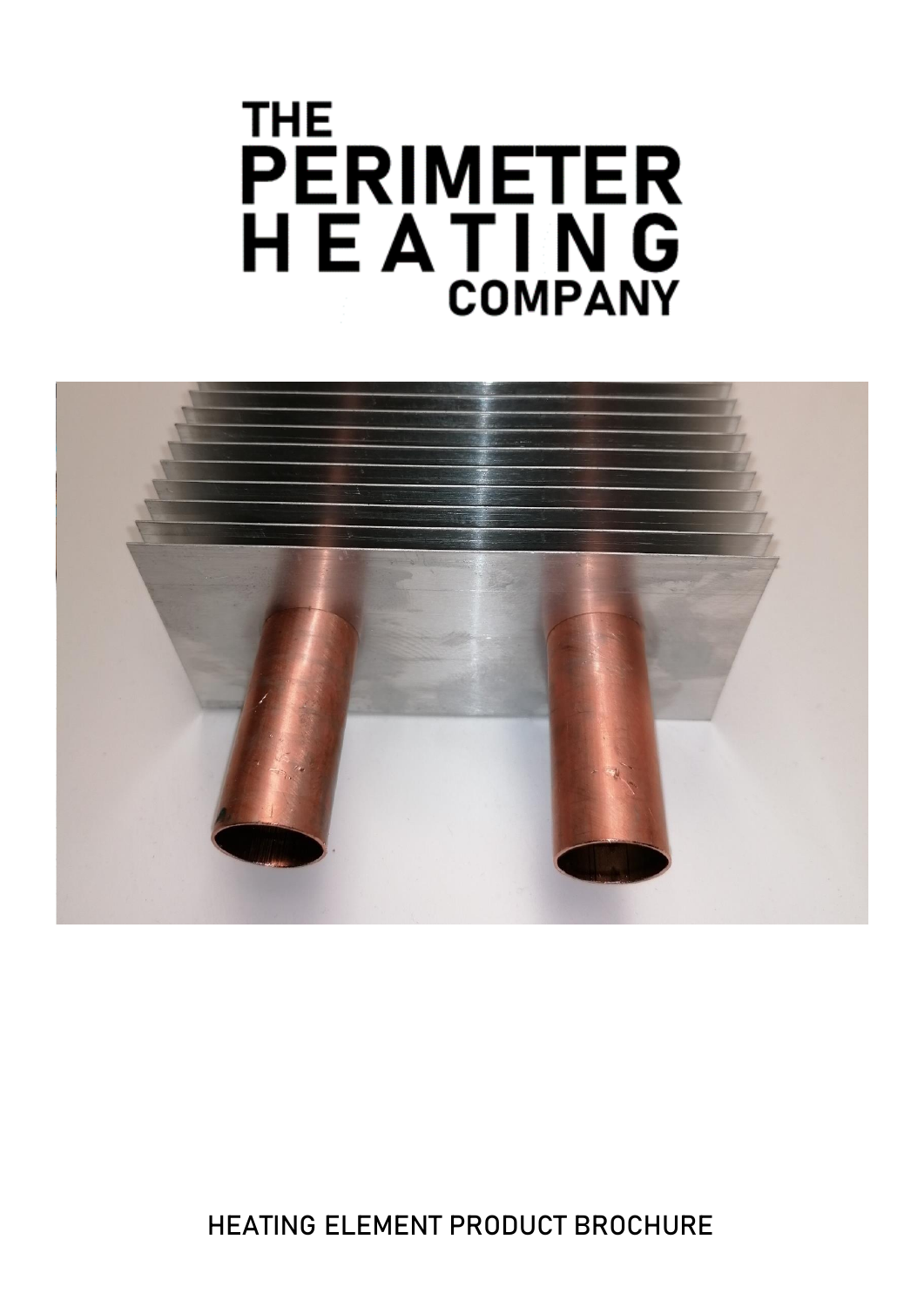# THE PERIMETER HEATING COMPANY

HEATING ELEMENT PRODUCT BROCHURE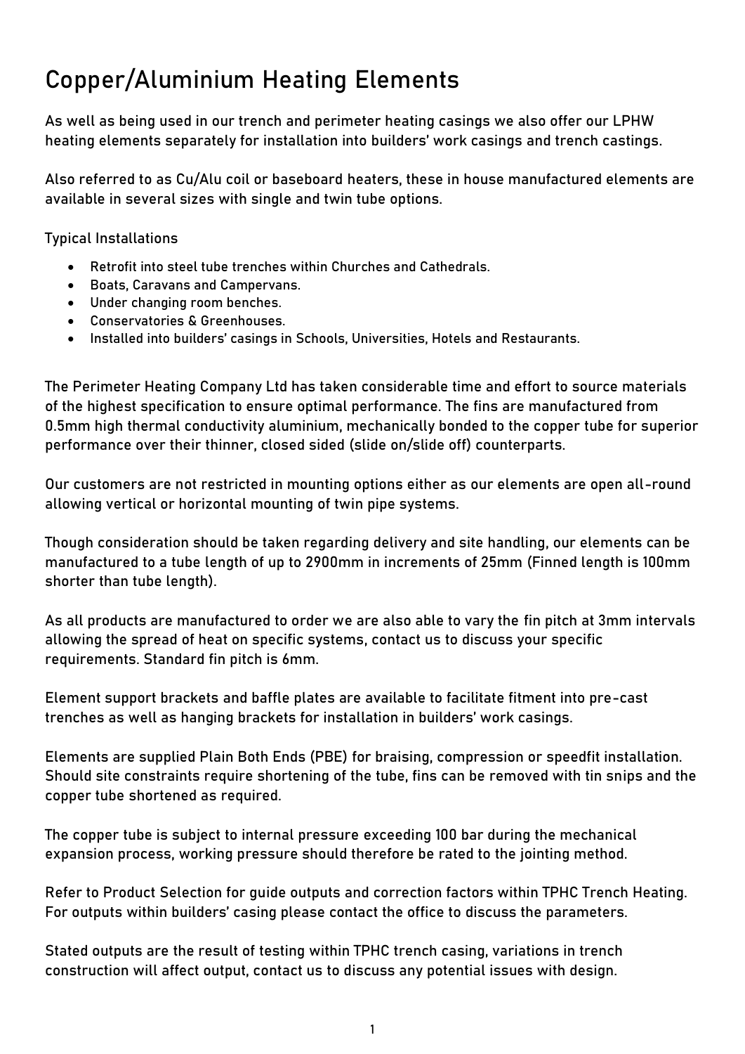# Copper/Aluminium Heating Elements

As well as being used in our trench and perimeter heating casings we also offer our LPHW heating elements separately for installation into builders' work casings and trench castings.

Also referred to as Cu/Alu coil or baseboard heaters, these in house manufactured elements are available in several sizes with single and twin tube options.

Typical Installations

- Retrofit into steel tube trenches within Churches and Cathedrals.
- Boats, Caravans and Campervans.
- Under changing room benches.
- Conservatories & Greenhouses.
- Installed into builders' casings in Schools, Universities, Hotels and Restaurants.

The Perimeter Heating Company Ltd has taken considerable time and effort to source materials of the highest specification to ensure optimal performance. The fins are manufactured from 0.5mm high thermal conductivity aluminium, mechanically bonded to the copper tube for superior performance over their thinner, closed sided (slide on/slide off) counterparts.

Our customers are not restricted in mounting options either as our elements are open all-round allowing vertical or horizontal mounting of twin pipe systems.

Though consideration should be taken regarding delivery and site handling, our elements can be manufactured to a tube length of up to 2900mm in increments of 25mm (Finned length is 100mm shorter than tube length).

As all products are manufactured to order we are also able to vary the fin pitch at 3mm intervals allowing the spread of heat on specific systems, contact us to discuss your specific requirements. Standard fin pitch is 6mm.

Element support brackets and baffle plates are available to facilitate fitment into pre-cast trenches as well as hanging brackets for installation in builders' work casings.

Elements are supplied Plain Both Ends (PBE) for braising, compression or speedfit installation. Should site constraints require shortening of the tube, fins can be removed with tin snips and the copper tube shortened as required.

The copper tube is subject to internal pressure exceeding 100 bar during the mechanical expansion process, working pressure should therefore be rated to the jointing method.

Refer to Product Selection for guide outputs and correction factors within TPHC Trench Heating. For outputs within builders' casing please contact the office to discuss the parameters.

Stated outputs are the result of testing within TPHC trench casing, variations in trench construction will affect output, contact us to discuss any potential issues with design.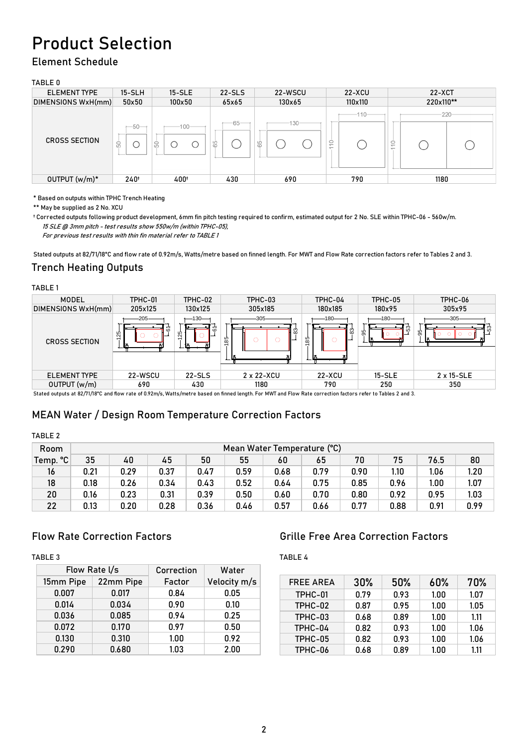# Product Selection

## Element Schedule

TABLE 0

| ELEMENT TYPE | 15-SLH | 15-SLE | 22-SLS | 22-WSCU | 22-XCU | 22-XCT |
|---|---|---|---|---|---|---|
| DIMENSIONS WxH(mm) | 50x50 | 100x50 | 65x65 | 130x65 | 110x110 | 220x110** |
| CROSS SECTION | | | | | | |
| OUTPUT (w/m)* | 240† | 400† | 430 | 690 | 790 | 1180 |

* Based on outputs within TPHC Trench Heating

** May be supplied as 2 No. XCU

† Corrected outputs following product development, 6mm fin pitch testing required to confirm, estimated output for 2 No. SLE within TPHC-06 - 560w/m.

*15 SLE @ 3mm pitch - test results show 550w/m (within TPHC-05),*

*For previous test results with thin fin material refer to TABLE 1*

Stated outputs at 82/71/18°C and flow rate of 0.92m/s, Watts/metre based on finned length. For MWT and Flow Rate correction factors refer to Tables 2 and 3.

## Trench Heating Outputs

TABLE 1

| MODEL | TPHC-01 | TPHC-02 | TPHC-03 | TPHC-04 | TPHC-05 | TPHC-06 |
|---|---|---|---|---|---|---|
| DIMENSIONS WxH(mm) | 205x125 | 130x125 | 305x185 | 180x185 | 180x95 | 305x95 |
| CROSS SECTION | | | | | | |
| ELEMENT TYPE | 22-WSCU | 22-SLS | 2 x 22-XCU | 22-XCU | 15-SLE | 2 x 15-SLE |
| OUTPUT (w/m) | 690 | 430 | 1180 | 790 | 250 | 350 |

Stated outputs at 82/71/18°C and flow rate of 0.92m/s, Watts/metre based on finned length. For MWT and Flow Rate correction factors refer to Tables 2 and 3.

## MEAN Water / Design Room Temperature Correction Factors

TABLE 2

| Room | Mean Water Temperature (°C) | | | | | | | | | | |
|---|---|---|---|---|---|---|---|---|---|---|---|
| Temp. °C | 35 | 40 | 45 | 50 | 55 | 60 | 65 | 70 | 75 | 76.5 | 80 |
| 16 | 0.21 | 0.29 | 0.37 | 0.47 | 0.59 | 0.68 | 0.79 | 0.90 | 1.10 | 1.06 | 1.20 |
| 18 | 0.18 | 0.26 | 0.34 | 0.43 | 0.52 | 0.64 | 0.75 | 0.85 | 0.96 | 1.00 | 1.07 |
| 20 | 0.16 | 0.23 | 0.31 | 0.39 | 0.50 | 0.60 | 0.70 | 0.80 | 0.92 | 0.95 | 1.03 |
| 22 | 0.13 | 0.20 | 0.28 | 0.36 | 0.46 | 0.57 | 0.66 | 0.77 | 0.88 | 0.91 | 0.99 |

## Flow Rate Correction Factors

TABLE 3

| Flow Rate l/s | | Correction | Water |
|---|---|---|---|
| 15mm Pipe | 22mm Pipe | Factor | Velocity m/s |
| 0.007 | 0.017 | 0.84 | 0.05 |
| 0.014 | 0.034 | 0.90 | 0.10 |
| 0.036 | 0.085 | 0.94 | 0.25 |
| 0.072 | 0.170 | 0.97 | 0.50 |
| 0.130 | 0.310 | 1.00 | 0.92 |
| 0.290 | 0.680 | 1.03 | 2.00 |

## Grille Free Area Correction Factors

TABLE 4

| FREE AREA | 30% | 50% | 60% | 70% |
|---|---|---|---|---|
| TPHC-01 | 0.79 | 0.93 | 1.00 | 1.07 |
| TPHC-02 | 0.87 | 0.95 | 1.00 | 1.05 |
| TPHC-03 | 0.68 | 0.89 | 1.00 | 1.11 |
| TPHC-04 | 0.82 | 0.93 | 1.00 | 1.06 |
| TPHC-05 | 0.82 | 0.93 | 1.00 | 1.06 |
| TPHC-06 | 0.68 | 0.89 | 1.00 | 1.11 |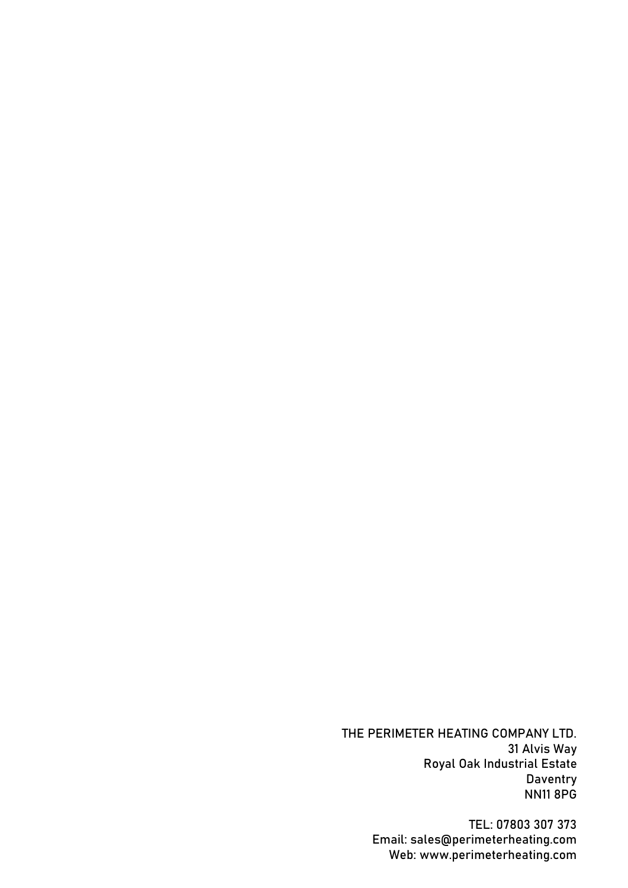THE PERIMETER HEATING COMPANY LTD.
31 Alvis Way
Royal Oak Industrial Estate
Daventry
NN11 8PG

TEL: 07803 307 373
Email: sales@perimeterheating.com
Web: www.perimeterheating.com